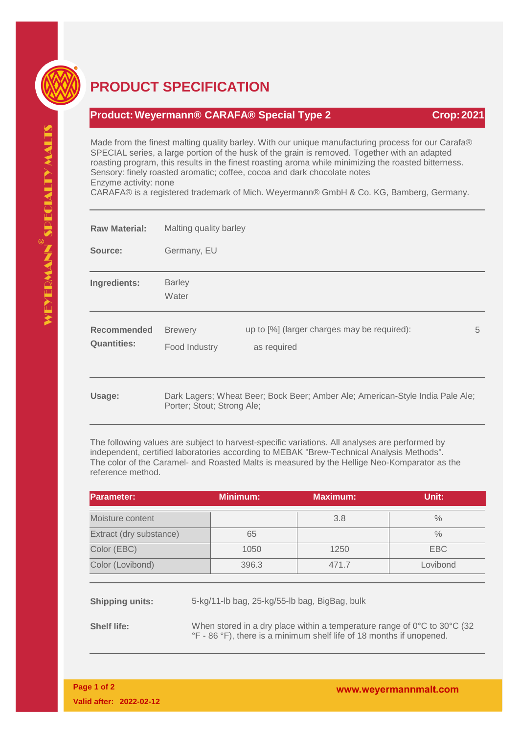# PRODUCT SPECIFICATION

**Product: Weyermann® CARAFA® Special Type 2** **Crop: 2021**

Made from the finest malting quality barley. With our unique manufacturing process for our Carafa® SPECIAL series, a large portion of the husk of the grain is removed. Together with an adapted roasting program, this results in the finest roasting aroma while minimizing the roasted bitterness.
Sensory: finely roasted aromatic; coffee, cocoa and dark chocolate notes
Enzyme activity: none
CARAFA® is a registered trademark of Mich. Weyermann® GmbH & Co. KG, Bamberg, Germany.

**Raw Material:** Malting quality barley

**Source:** Germany, EU

**Ingredients:** Barley
Water

**Recommended Quantities:**

| | | |
|---|---|---|
| Brewery | up to [%] (larger charges may be required): | 5 |
| Food Industry | as required | |

**Usage:** Dark Lagers; Wheat Beer; Bock Beer; Amber Ale; American-Style India Pale Ale; Porter; Stout; Strong Ale;

The following values are subject to harvest-specific variations. All analyses are performed by independent, certified laboratories according to MEBAK "Brew-Technical Analysis Methods".
The color of the Caramel- and Roasted Malts is measured by the Hellige Neo-Komparator as the reference method.

| Parameter: | Minimum: | Maximum: | Unit: |
|---|---|---|---|
| Moisture content | | 3.8 | % |
| Extract (dry substance) | 65 | | % |
| Color (EBC) | 1050 | 1250 | EBC |
| Color (Lovibond) | 396.3 | 471.7 | Lovibond |

**Shipping units:** 5-kg/11-lb bag, 25-kg/55-lb bag, BigBag, bulk

**Shelf life:** When stored in a dry place within a temperature range of 0°C to 30°C (32 °F - 86 °F), there is a minimum shelf life of 18 months if unopened.

Valid after: 2022-02-12

www.weyermannmalt.com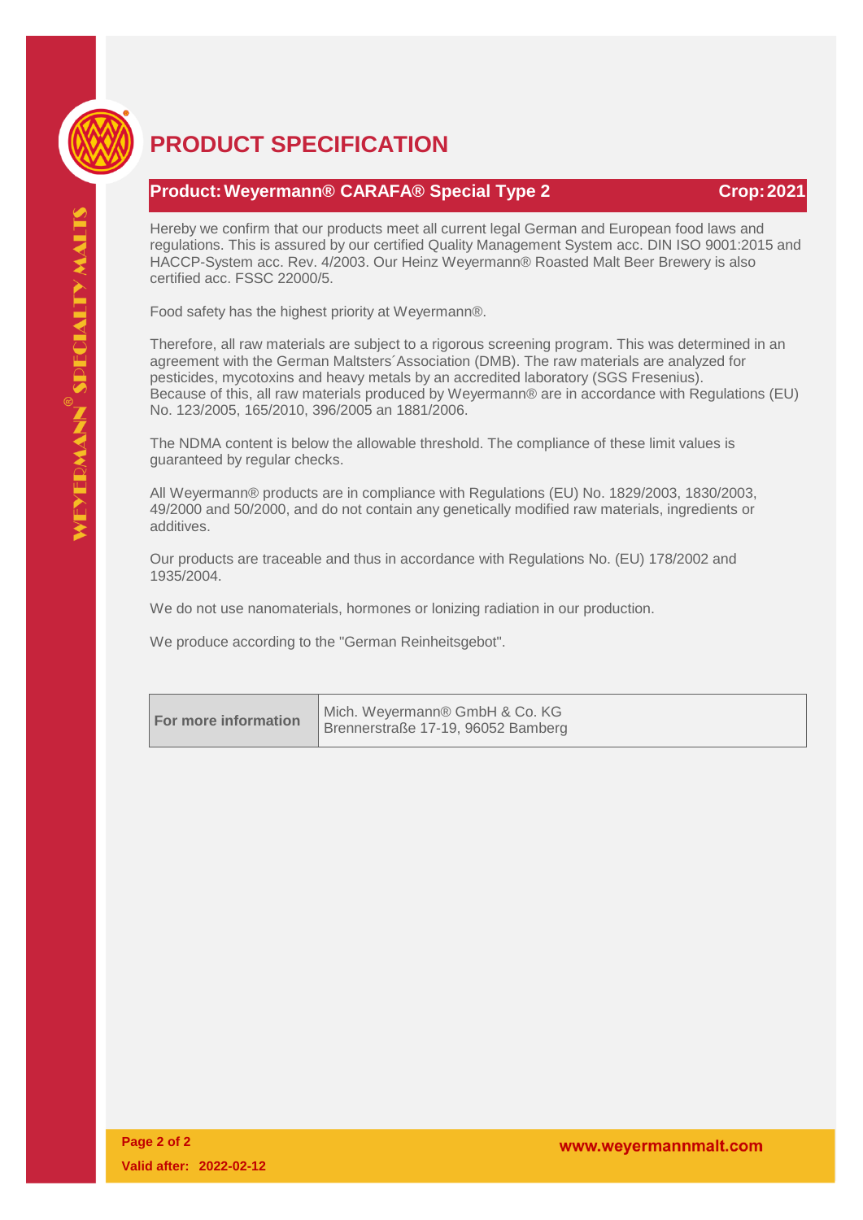# PRODUCT SPECIFICATION

**Product: Weyermann® CARAFA® Special Type 2** **Crop: 2021**

Hereby we confirm that our products meet all current legal German and European food laws and regulations. This is assured by our certified Quality Management System acc. DIN ISO 9001:2015 and HACCP-System acc. Rev. 4/2003. Our Heinz Weyermann® Roasted Malt Beer Brewery is also certified acc. FSSC 22000/5.

Food safety has the highest priority at Weyermann®.

Therefore, all raw materials are subject to a rigorous screening program. This was determined in an agreement with the German Maltsters´Association (DMB). The raw materials are analyzed for pesticides, mycotoxins and heavy metals by an accredited laboratory (SGS Fresenius).
Because of this, all raw materials produced by Weyermann® are in accordance with Regulations (EU) No. 123/2005, 165/2010, 396/2005 an 1881/2006.

The NDMA content is below the allowable threshold. The compliance of these limit values is guaranteed by regular checks.

All Weyermann® products are in compliance with Regulations (EU) No. 1829/2003, 1830/2003, 49/2000 and 50/2000, and do not contain any genetically modified raw materials, ingredients or additives.

Our products are traceable and thus in accordance with Regulations No. (EU) 178/2002 and 1935/2004.

We do not use nanomaterials, hormones or Ionizing radiation in our production.

We produce according to the "German Reinheitsgebot".

| | |
|---|---|
| **For more information** | Mich. Weyermann® GmbH & Co. KG<br>Brennerstraße 17-19, 96052 Bamberg |

**Valid after: 2022-02-12**